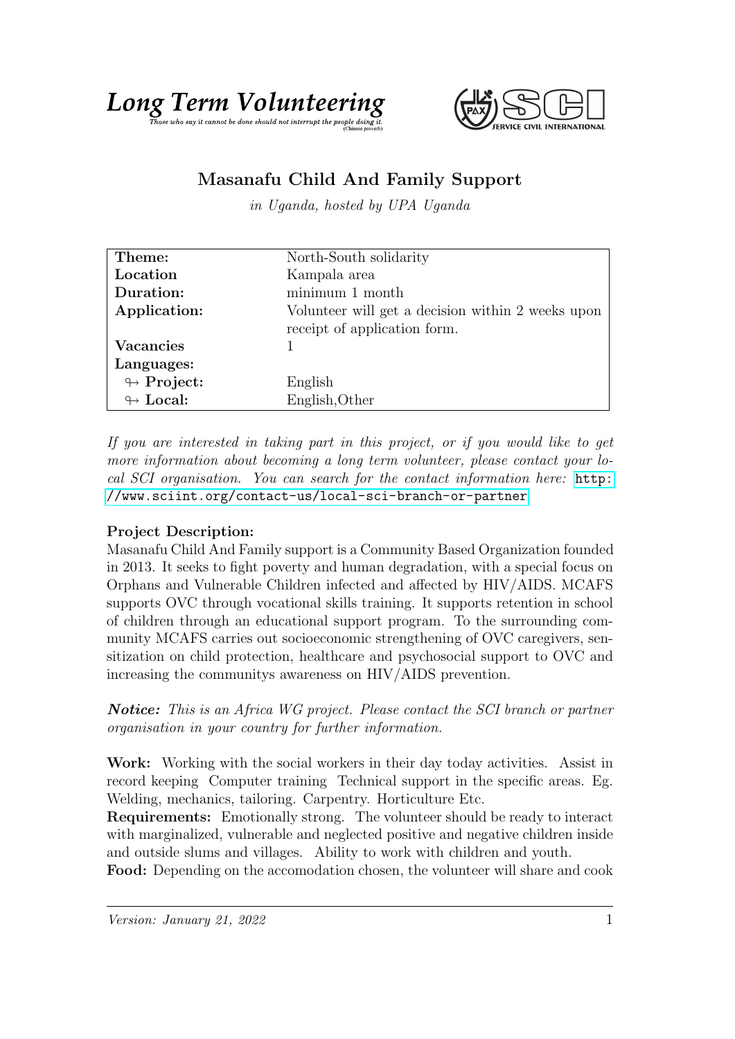# Long Term Volunteering

*Those who say it cannot be done should not interrupt the people doing it.* (Chinese proverb)

SERVICE CIVIL INTERNATIONAL

## Masanafu Child And Family Support

*in Uganda, hosted by UPA Uganda*

| | |
|---|---|
| **Theme:** | North-South solidarity |
| **Location** | Kampala area |
| **Duration:** | minimum 1 month |
| **Application:** | Volunteer will get a decision within 2 weeks upon receipt of application form. |
| **Vacancies** | 1 |
| **Languages:** | |
| ↬ **Project:** | English |
| ↬ **Local:** | English,Other |

*If you are interested in taking part in this project, or if you would like to get more information about becoming a long term volunteer, please contact your local SCI organisation. You can search for the contact information here:* http://www.sciint.org/contact-us/local-sci-branch-or-partner

**Project Description:**
Masanafu Child And Family support is a Community Based Organization founded in 2013. It seeks to fight poverty and human degradation, with a special focus on Orphans and Vulnerable Children infected and affected by HIV/AIDS. MCAFS supports OVC through vocational skills training. It supports retention in school of children through an educational support program. To the surrounding community MCAFS carries out socioeconomic strengthening of OVC caregivers, sensitization on child protection, healthcare and psychosocial support to OVC and increasing the communitys awareness on HIV/AIDS prevention.

***Notice:*** *This is an Africa WG project. Please contact the SCI branch or partner organisation in your country for further information.*

**Work:** Working with the social workers in their day today activities. Assist in record keeping Computer training Technical support in the specific areas. Eg. Welding, mechanics, tailoring. Carpentry. Horticulture Etc.
**Requirements:** Emotionally strong. The volunteer should be ready to interact with marginalized, vulnerable and neglected positive and negative children inside and outside slums and villages. Ability to work with children and youth.
**Food:** Depending on the accomodation chosen, the volunteer will share and cook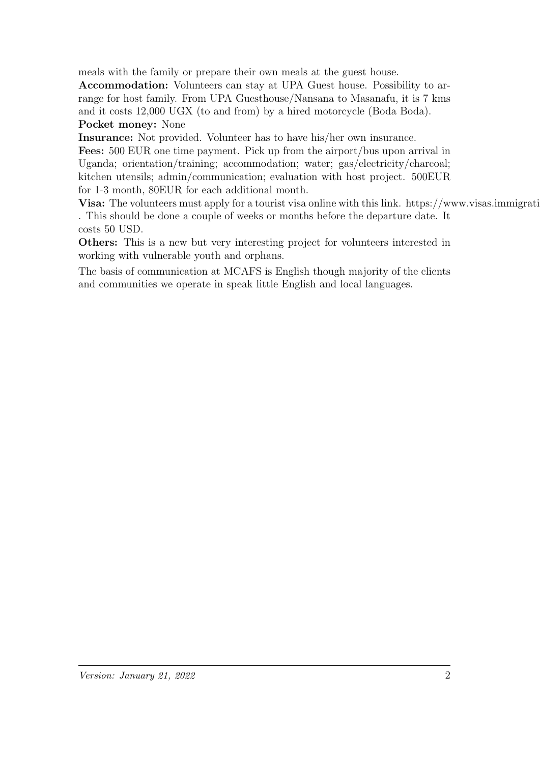meals with the family or prepare their own meals at the guest house.

**Accommodation:** Volunteers can stay at UPA Guest house. Possibility to arrange for host family. From UPA Guesthouse/Nansana to Masanafu, it is 7 kms and it costs 12,000 UGX (to and from) by a hired motorcycle (Boda Boda).

**Pocket money:** None

**Insurance:** Not provided. Volunteer has to have his/her own insurance.

**Fees:** 500 EUR one time payment. Pick up from the airport/bus upon arrival in Uganda; orientation/training; accommodation; water; gas/electricity/charcoal; kitchen utensils; admin/communication; evaluation with host project. 500EUR for 1-3 month, 80EUR for each additional month.

**Visa:** The volunteers must apply for a tourist visa online with this link. https://www.visas.immigrati
. This should be done a couple of weeks or months before the departure date. It costs 50 USD.

**Others:** This is a new but very interesting project for volunteers interested in working with vulnerable youth and orphans.

The basis of communication at MCAFS is English though majority of the clients and communities we operate in speak little English and local languages.